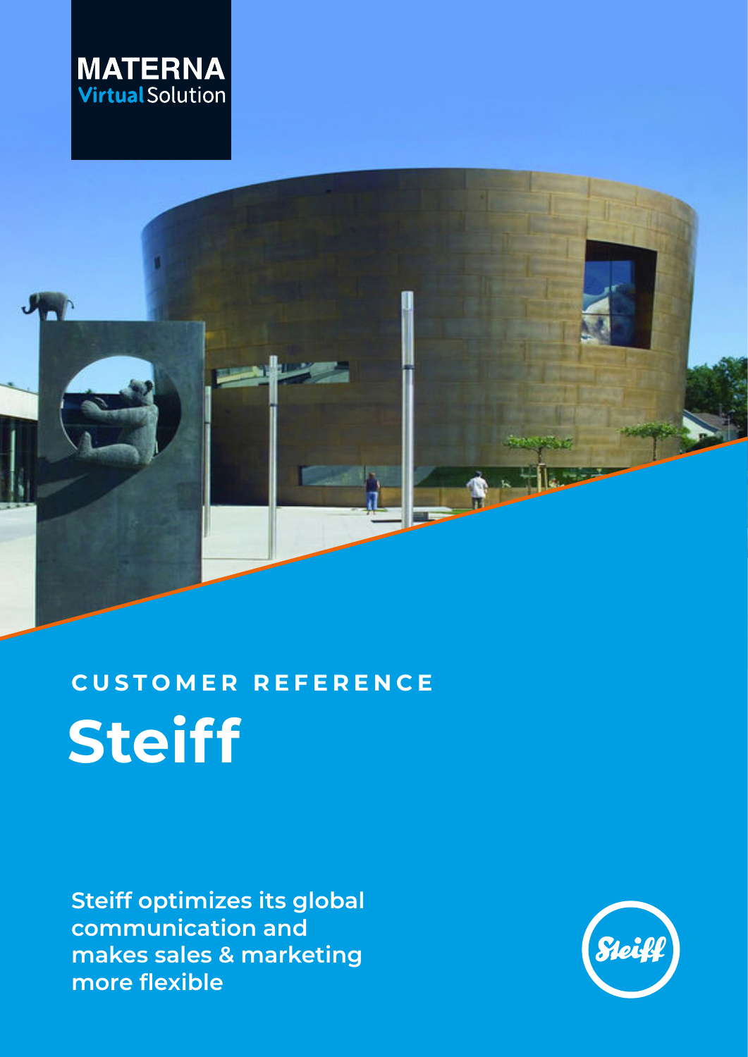MATERNA
Virtual Solution

CUSTOMER REFERENCE

# Steiff

**Steiff optimizes its global communication and makes sales & marketing more flexible**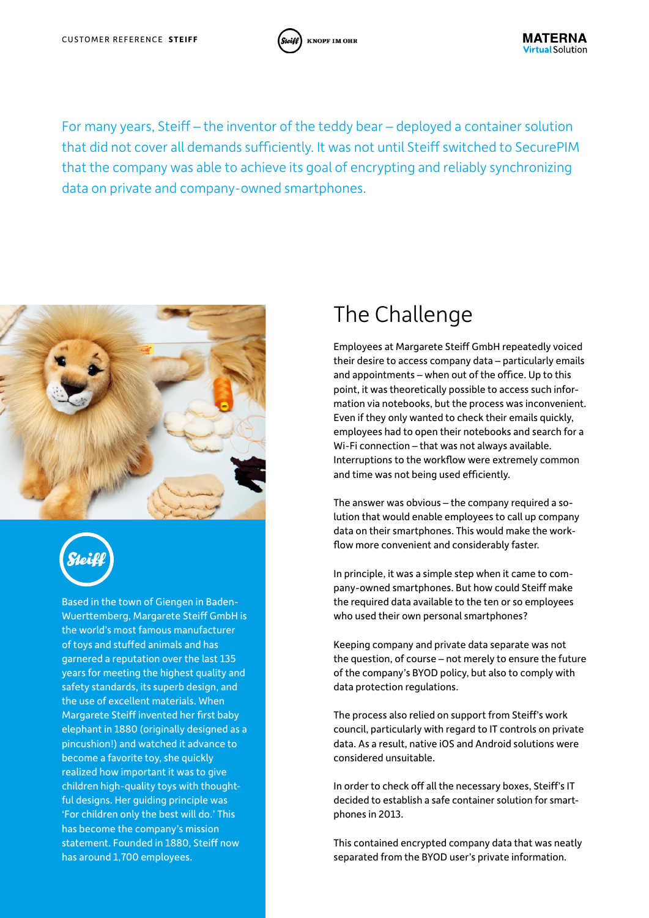For many years, Steiff – the inventor of the teddy bear – deployed a container solution that did not cover all demands sufficiently. It was not until Steiff switched to SecurePIM that the company was able to achieve its goal of encrypting and reliably synchronizing data on private and company-owned smartphones.

Based in the town of Giengen in Baden-Wuerttemberg, Margarete Steiff GmbH is the world's most famous manufacturer of toys and stuffed animals and has garnered a reputation over the last 135 years for meeting the highest quality and safety standards, its superb design, and the use of excellent materials. When Margarete Steiff invented her first baby elephant in 1880 (originally designed as a pincushion!) and watched it advance to become a favorite toy, she quickly realized how important it was to give children high-quality toys with thoughtful designs. Her guiding principle was 'For children only the best will do.' This has become the company's mission statement. Founded in 1880, Steiff now has around 1,700 employees.

## The Challenge

Employees at Margarete Steiff GmbH repeatedly voiced their desire to access company data – particularly emails and appointments – when out of the office. Up to this point, it was theoretically possible to access such information via notebooks, but the process was inconvenient. Even if they only wanted to check their emails quickly, employees had to open their notebooks and search for a Wi-Fi connection – that was not always available. Interruptions to the workflow were extremely common and time was not being used efficiently.

The answer was obvious – the company required a solution that would enable employees to call up company data on their smartphones. This would make the workflow more convenient and considerably faster.

In principle, it was a simple step when it came to company-owned smartphones. But how could Steiff make the required data available to the ten or so employees who used their own personal smartphones?

Keeping company and private data separate was not the question, of course – not merely to ensure the future of the company's BYOD policy, but also to comply with data protection regulations.

The process also relied on support from Steiff's work council, particularly with regard to IT controls on private data. As a result, native iOS and Android solutions were considered unsuitable.

In order to check off all the necessary boxes, Steiff's IT decided to establish a safe container solution for smartphones in 2013.

This contained encrypted company data that was neatly separated from the BYOD user's private information.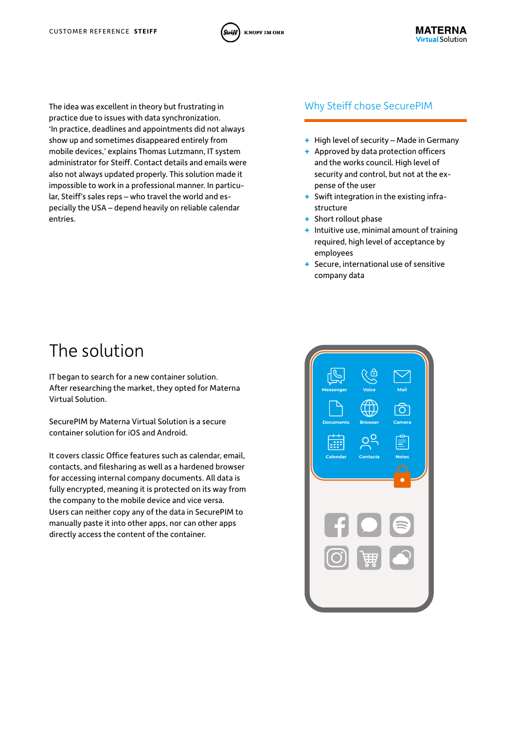The idea was excellent in theory but frustrating in practice due to issues with data synchronization. 'In practice, deadlines and appointments did not always show up and sometimes disappeared entirely from mobile devices,' explains Thomas Lutzmann, IT system administrator for Steiff. Contact details and emails were also not always updated properly. This solution made it impossible to work in a professional manner. In particular, Steiff's sales reps – who travel the world and especially the USA – depend heavily on reliable calendar entries.

## Why Steiff chose SecurePIM

- High level of security – Made in Germany
- Approved by data protection officers and the works council. High level of security and control, but not at the expense of the user
- Swift integration in the existing infrastructure
- Short rollout phase
- Intuitive use, minimal amount of training required, high level of acceptance by employees
- Secure, international use of sensitive company data

# The solution

IT began to search for a new container solution. After researching the market, they opted for Materna Virtual Solution.

SecurePIM by Materna Virtual Solution is a secure container solution for iOS and Android.

It covers classic Office features such as calendar, email, contacts, and filesharing as well as a hardened browser for accessing internal company documents. All data is fully encrypted, meaning it is protected on its way from the company to the mobile device and vice versa. Users can neither copy any of the data in SecurePIM to manually paste it into other apps, nor can other apps directly access the content of the container.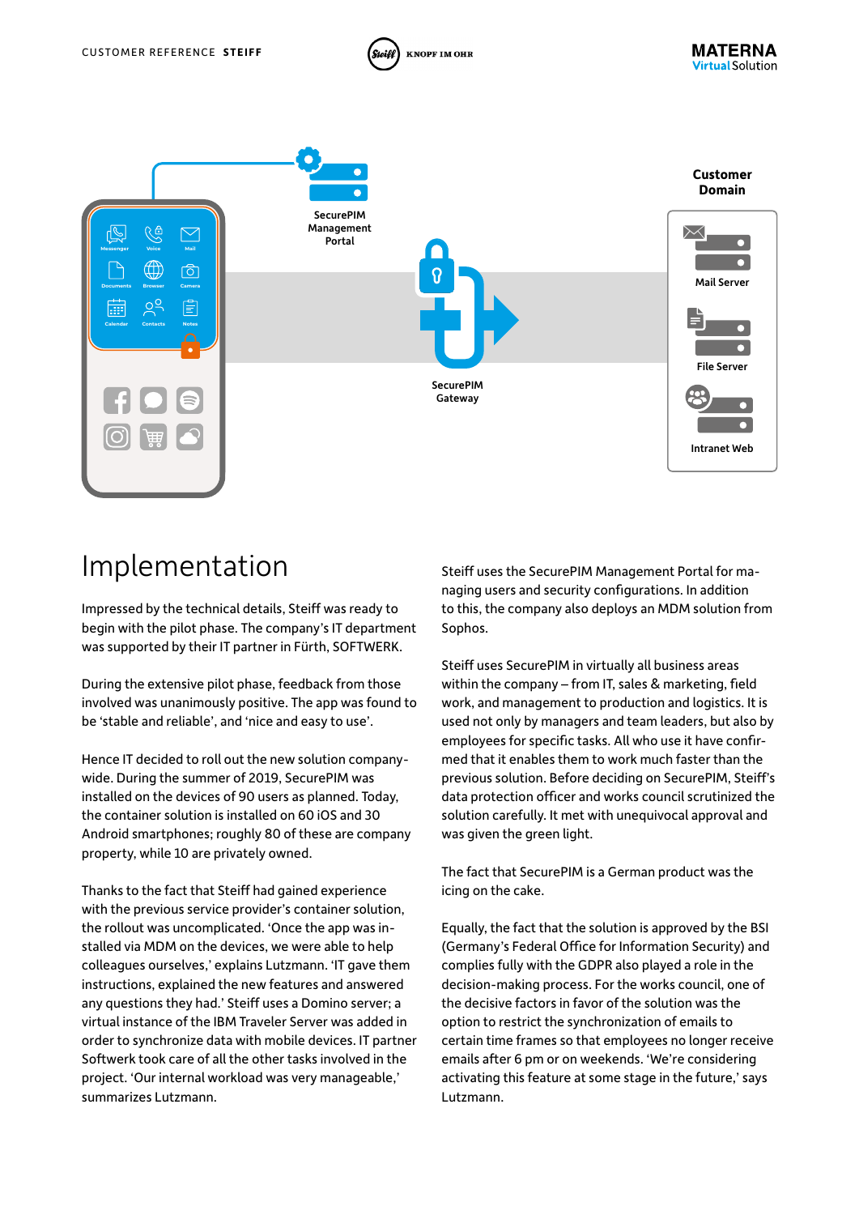# Implementation

Impressed by the technical details, Steiff was ready to begin with the pilot phase. The company's IT department was supported by their IT partner in Fürth, SOFTWERK.

During the extensive pilot phase, feedback from those involved was unanimously positive. The app was found to be 'stable and reliable', and 'nice and easy to use'.

Hence IT decided to roll out the new solution company-wide. During the summer of 2019, SecurePIM was installed on the devices of 90 users as planned. Today, the container solution is installed on 60 iOS and 30 Android smartphones; roughly 80 of these are company property, while 10 are privately owned.

Thanks to the fact that Steiff had gained experience with the previous service provider's container solution, the rollout was uncomplicated. 'Once the app was installed via MDM on the devices, we were able to help colleagues ourselves,' explains Lutzmann. 'IT gave them instructions, explained the new features and answered any questions they had.' Steiff uses a Domino server; a virtual instance of the IBM Traveler Server was added in order to synchronize data with mobile devices. IT partner Softwerk took care of all the other tasks involved in the project. 'Our internal workload was very manageable,' summarizes Lutzmann.

Steiff uses the SecurePIM Management Portal for managing users and security configurations. In addition to this, the company also deploys an MDM solution from Sophos.

Steiff uses SecurePIM in virtually all business areas within the company – from IT, sales & marketing, field work, and management to production and logistics. It is used not only by managers and team leaders, but also by employees for specific tasks. All who use it have confirmed that it enables them to work much faster than the previous solution. Before deciding on SecurePIM, Steiff's data protection officer and works council scrutinized the solution carefully. It met with unequivocal approval and was given the green light.

The fact that SecurePIM is a German product was the icing on the cake.

Equally, the fact that the solution is approved by the BSI (Germany's Federal Office for Information Security) and complies fully with the GDPR also played a role in the decision-making process. For the works council, one of the decisive factors in favor of the solution was the option to restrict the synchronization of emails to certain time frames so that employees no longer receive emails after 6 pm or on weekends. 'We're considering activating this feature at some stage in the future,' says Lutzmann.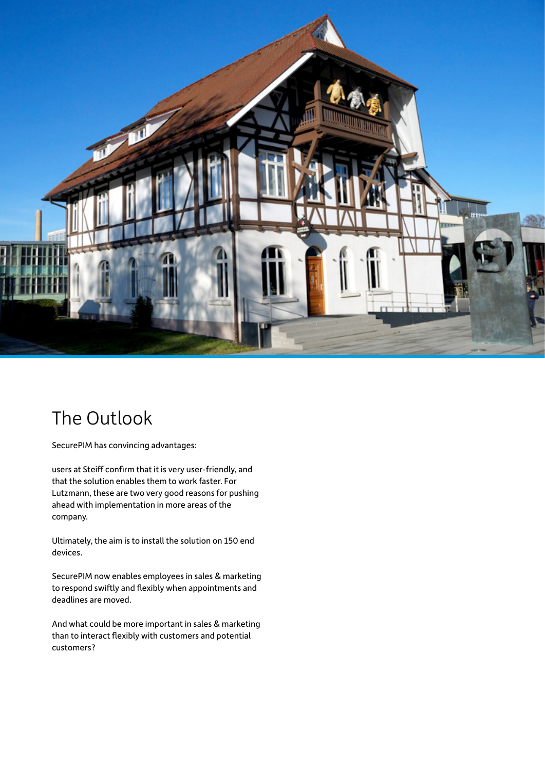# The Outlook

SecurePIM has convincing advantages:

users at Steiff confirm that it is very user-friendly, and that the solution enables them to work faster. For Lutzmann, these are two very good reasons for pushing ahead with implementation in more areas of the company.

Ultimately, the aim is to install the solution on 150 end devices.

SecurePIM now enables employees in sales & marketing to respond swiftly and flexibly when appointments and deadlines are moved.

And what could be more important in sales & marketing than to interact flexibly with customers and potential customers?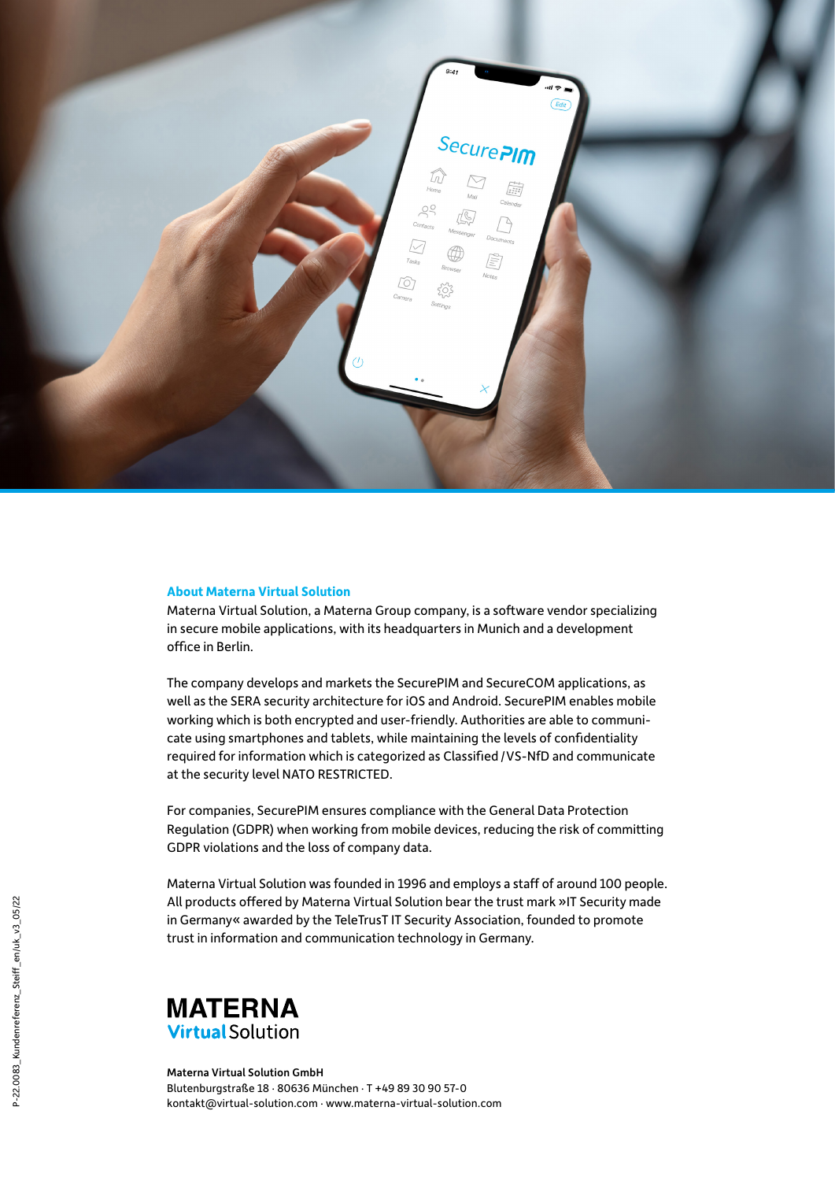### About Materna Virtual Solution

Materna Virtual Solution, a Materna Group company, is a software vendor specializing in secure mobile applications, with its headquarters in Munich and a development office in Berlin.

The company develops and markets the SecurePIM and SecureCOM applications, as well as the SERA security architecture for iOS and Android. SecurePIM enables mobile working which is both encrypted and user-friendly. Authorities are able to communicate using smartphones and tablets, while maintaining the levels of confidentiality required for information which is categorized as Classified / VS-NfD and communicate at the security level NATO RESTRICTED.

For companies, SecurePIM ensures compliance with the General Data Protection Regulation (GDPR) when working from mobile devices, reducing the risk of committing GDPR violations and the loss of company data.

Materna Virtual Solution was founded in 1996 and employs a staff of around 100 people. All products offered by Materna Virtual Solution bear the trust mark »IT Security made in Germany« awarded by the TeleTrusT IT Security Association, founded to promote trust in information and communication technology in Germany.

MATERNA
Virtual Solution

**Materna Virtual Solution GmbH**
Blutenburgstraße 18 · 80636 München · T +49 89 30 90 57-0
kontakt@virtual-solution.com · www.materna-virtual-solution.com

P-22.0083_Kundenreferenz_Steiff_en/uk_v3_05/22